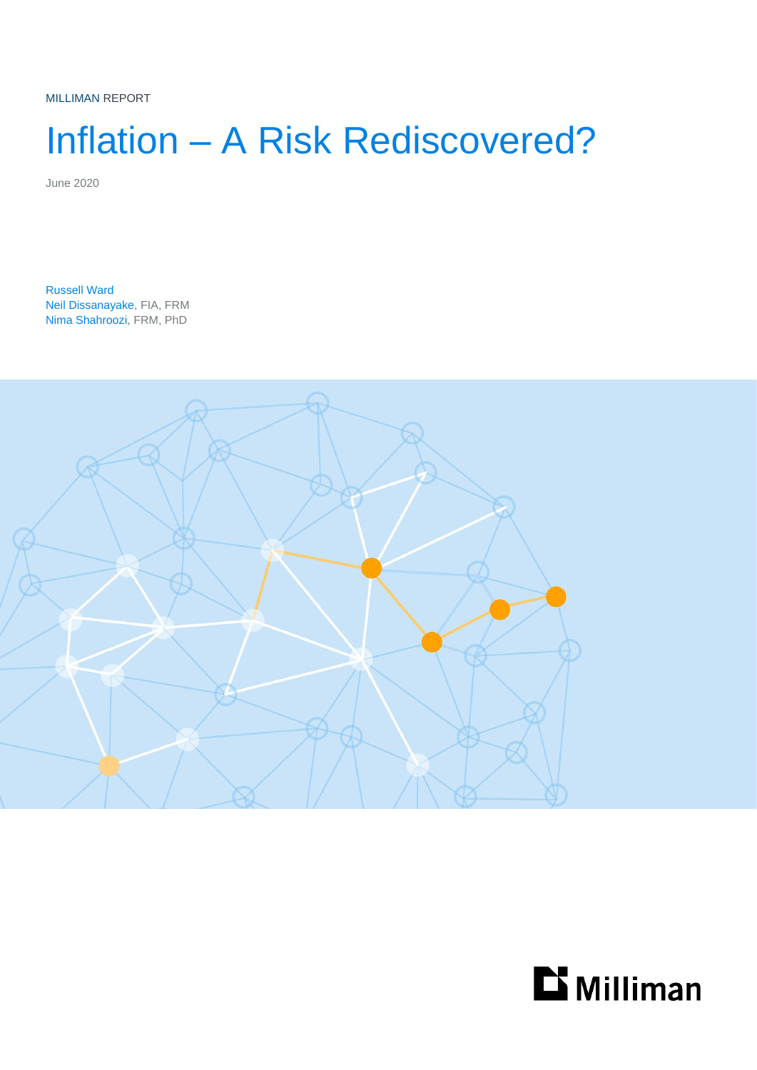MILLIMAN REPORT

# Inflation – A Risk Rediscovered?

June 2020

Russell Ward
Neil Dissanayake, FIA, FRM
Nima Shahroozi, FRM, PhD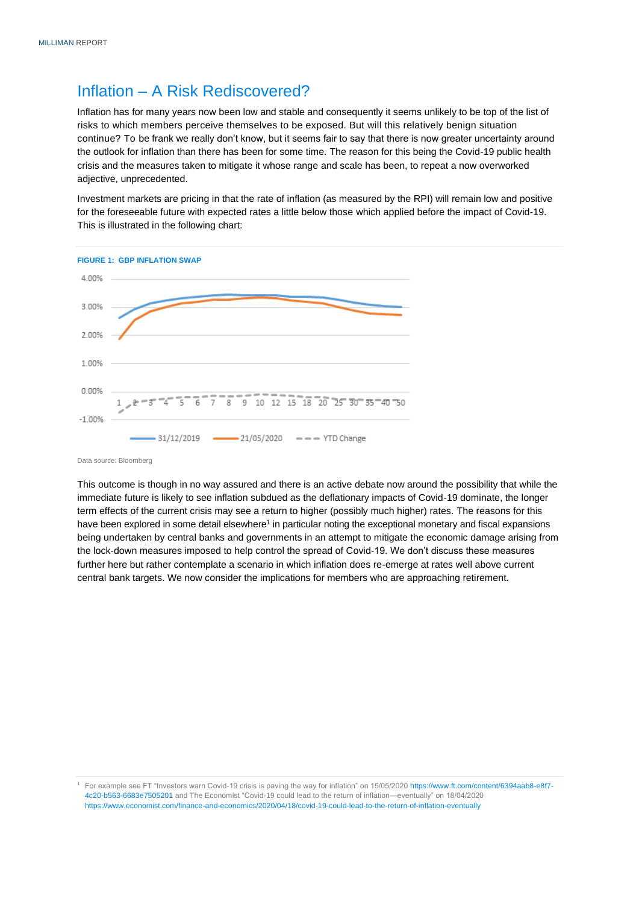## Inflation – A Risk Rediscovered?

Inflation has for many years now been low and stable and consequently it seems unlikely to be top of the list of risks to which members perceive themselves to be exposed. But will this relatively benign situation continue? To be frank we really don't know, but it seems fair to say that there is now greater uncertainty around the outlook for inflation than there has been for some time. The reason for this being the Covid-19 public health crisis and the measures taken to mitigate it whose range and scale has been, to repeat a now overworked adjective, unprecedented.

Investment markets are pricing in that the rate of inflation (as measured by the RPI) will remain low and positive for the foreseeable future with expected rates a little below those which applied before the impact of Covid-19. This is illustrated in the following chart:

**FIGURE 1: GBP INFLATION SWAP**

Data source: Bloomberg

This outcome is though in no way assured and there is an active debate now around the possibility that while the immediate future is likely to see inflation subdued as the deflationary impacts of Covid-19 dominate, the longer term effects of the current crisis may see a return to higher (possibly much higher) rates. The reasons for this have been explored in some detail elsewhere[1] in particular noting the exceptional monetary and fiscal expansions being undertaken by central banks and governments in an attempt to mitigate the economic damage arising from the lock-down measures imposed to help control the spread of Covid-19. We don't discuss these measures further here but rather contemplate a scenario in which inflation does re-emerge at rates well above current central bank targets. We now consider the implications for members who are approaching retirement.

[1] For example see FT "Investors warn Covid-19 crisis is paving the way for inflation" on 15/05/2020 https://www.ft.com/content/6394aab8-e8f7-4c20-b563-6683e7505201 and The Economist "Covid-19 could lead to the return of inflation—eventually" on 18/04/2020 https://www.economist.com/finance-and-economics/2020/04/18/covid-19-could-lead-to-the-return-of-inflation-eventually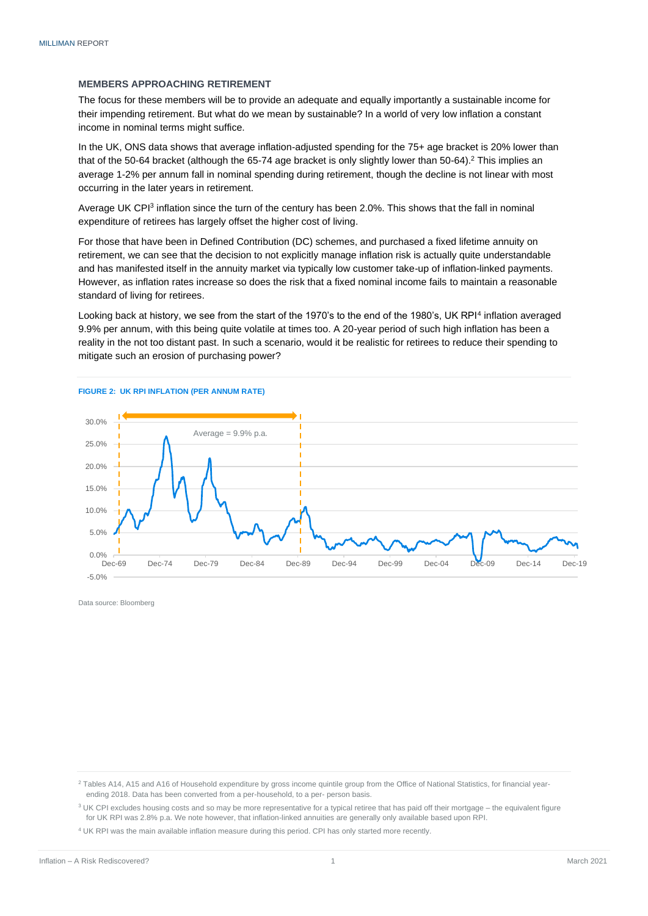### MEMBERS APPROACHING RETIREMENT

The focus for these members will be to provide an adequate and equally importantly a sustainable income for their impending retirement. But what do we mean by sustainable? In a world of very low inflation a constant income in nominal terms might suffice.

In the UK, ONS data shows that average inflation-adjusted spending for the 75+ age bracket is 20% lower than that of the 50-64 bracket (although the 65-74 age bracket is only slightly lower than 50-64).[2] This implies an average 1-2% per annum fall in nominal spending during retirement, though the decline is not linear with most occurring in the later years in retirement.

Average UK CPI[3] inflation since the turn of the century has been 2.0%. This shows that the fall in nominal expenditure of retirees has largely offset the higher cost of living.

For those that have been in Defined Contribution (DC) schemes, and purchased a fixed lifetime annuity on retirement, we can see that the decision to not explicitly manage inflation risk is actually quite understandable and has manifested itself in the annuity market via typically low customer take-up of inflation-linked payments. However, as inflation rates increase so does the risk that a fixed nominal income fails to maintain a reasonable standard of living for retirees.

Looking back at history, we see from the start of the 1970's to the end of the 1980's, UK RPI[4] inflation averaged 9.9% per annum, with this being quite volatile at times too. A 20-year period of such high inflation has been a reality in the not too distant past. In such a scenario, would it be realistic for retirees to reduce their spending to mitigate such an erosion of purchasing power?

**FIGURE 2: UK RPI INFLATION (PER ANNUM RATE)**

Data source: Bloomberg

---

[2] Tables A14, A15 and A16 of Household expenditure by gross income quintile group from the Office of National Statistics, for financial year-ending 2018. Data has been converted from a per-household, to a per- person basis.

[3] UK CPI excludes housing costs and so may be more representative for a typical retiree that has paid off their mortgage – the equivalent figure for UK RPI was 2.8% p.a. We note however, that inflation-linked annuities are generally only available based upon RPI.

[4] UK RPI was the main available inflation measure during this period. CPI has only started more recently.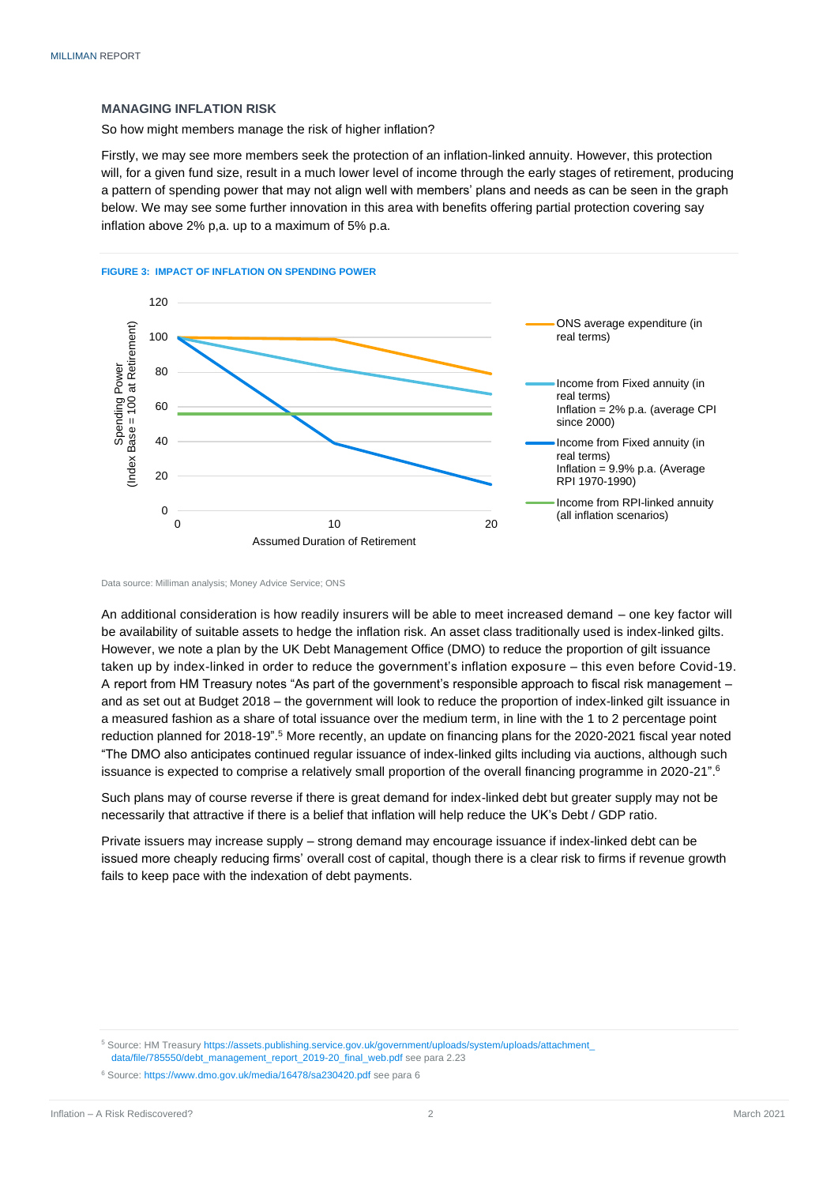## MANAGING INFLATION RISK

So how might members manage the risk of higher inflation?

Firstly, we may see more members seek the protection of an inflation-linked annuity. However, this protection will, for a given fund size, result in a much lower level of income through the early stages of retirement, producing a pattern of spending power that may not align well with members' plans and needs as can be seen in the graph below. We may see some further innovation in this area with benefits offering partial protection covering say inflation above 2% p,a. up to a maximum of 5% p.a.

**FIGURE 3: IMPACT OF INFLATION ON SPENDING POWER**

Data source: Milliman analysis; Money Advice Service; ONS

An additional consideration is how readily insurers will be able to meet increased demand – one key factor will be availability of suitable assets to hedge the inflation risk. An asset class traditionally used is index-linked gilts. However, we note a plan by the UK Debt Management Office (DMO) to reduce the proportion of gilt issuance taken up by index-linked in order to reduce the government's inflation exposure – this even before Covid-19. A report from HM Treasury notes "As part of the government's responsible approach to fiscal risk management – and as set out at Budget 2018 – the government will look to reduce the proportion of index-linked gilt issuance in a measured fashion as a share of total issuance over the medium term, in line with the 1 to 2 percentage point reduction planned for 2018-19".[5] More recently, an update on financing plans for the 2020-2021 fiscal year noted "The DMO also anticipates continued regular issuance of index-linked gilts including via auctions, although such issuance is expected to comprise a relatively small proportion of the overall financing programme in 2020-21".[6]

Such plans may of course reverse if there is great demand for index-linked debt but greater supply may not be necessarily that attractive if there is a belief that inflation will help reduce the UK's Debt / GDP ratio.

Private issuers may increase supply – strong demand may encourage issuance if index-linked debt can be issued more cheaply reducing firms' overall cost of capital, though there is a clear risk to firms if revenue growth fails to keep pace with the indexation of debt payments.

[5] Source: HM Treasury https://assets.publishing.service.gov.uk/government/uploads/system/uploads/attachment_data/file/785550/debt_management_report_2019-20_final_web.pdf see para 2.23

[6] Source: https://www.dmo.gov.uk/media/16478/sa230420.pdf see para 6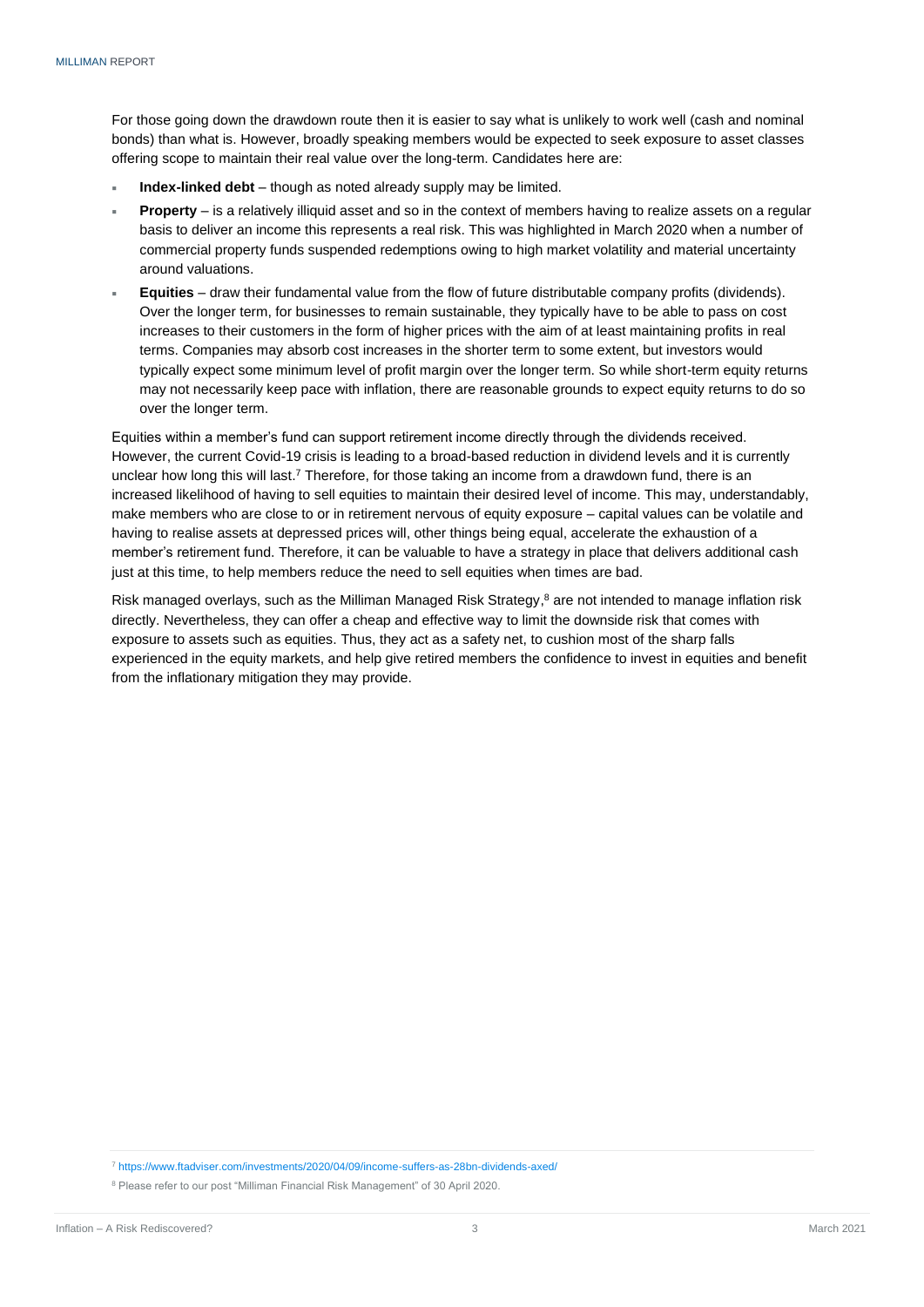For those going down the drawdown route then it is easier to say what is unlikely to work well (cash and nominal bonds) than what is. However, broadly speaking members would be expected to seek exposure to asset classes offering scope to maintain their real value over the long-term. Candidates here are:

- **Index-linked debt** – though as noted already supply may be limited.
- **Property** – is a relatively illiquid asset and so in the context of members having to realize assets on a regular basis to deliver an income this represents a real risk. This was highlighted in March 2020 when a number of commercial property funds suspended redemptions owing to high market volatility and material uncertainty around valuations.
- **Equities** – draw their fundamental value from the flow of future distributable company profits (dividends). Over the longer term, for businesses to remain sustainable, they typically have to be able to pass on cost increases to their customers in the form of higher prices with the aim of at least maintaining profits in real terms. Companies may absorb cost increases in the shorter term to some extent, but investors would typically expect some minimum level of profit margin over the longer term. So while short-term equity returns may not necessarily keep pace with inflation, there are reasonable grounds to expect equity returns to do so over the longer term.

Equities within a member's fund can support retirement income directly through the dividends received. However, the current Covid-19 crisis is leading to a broad-based reduction in dividend levels and it is currently unclear how long this will last.[7] Therefore, for those taking an income from a drawdown fund, there is an increased likelihood of having to sell equities to maintain their desired level of income. This may, understandably, make members who are close to or in retirement nervous of equity exposure – capital values can be volatile and having to realise assets at depressed prices will, other things being equal, accelerate the exhaustion of a member's retirement fund. Therefore, it can be valuable to have a strategy in place that delivers additional cash just at this time, to help members reduce the need to sell equities when times are bad.

Risk managed overlays, such as the Milliman Managed Risk Strategy,[8] are not intended to manage inflation risk directly. Nevertheless, they can offer a cheap and effective way to limit the downside risk that comes with exposure to assets such as equities. Thus, they act as a safety net, to cushion most of the sharp falls experienced in the equity markets, and help give retired members the confidence to invest in equities and benefit from the inflationary mitigation they may provide.

---

[7] https://www.ftadviser.com/investments/2020/04/09/income-suffers-as-28bn-dividends-axed/

[8] Please refer to our post "Milliman Financial Risk Management" of 30 April 2020.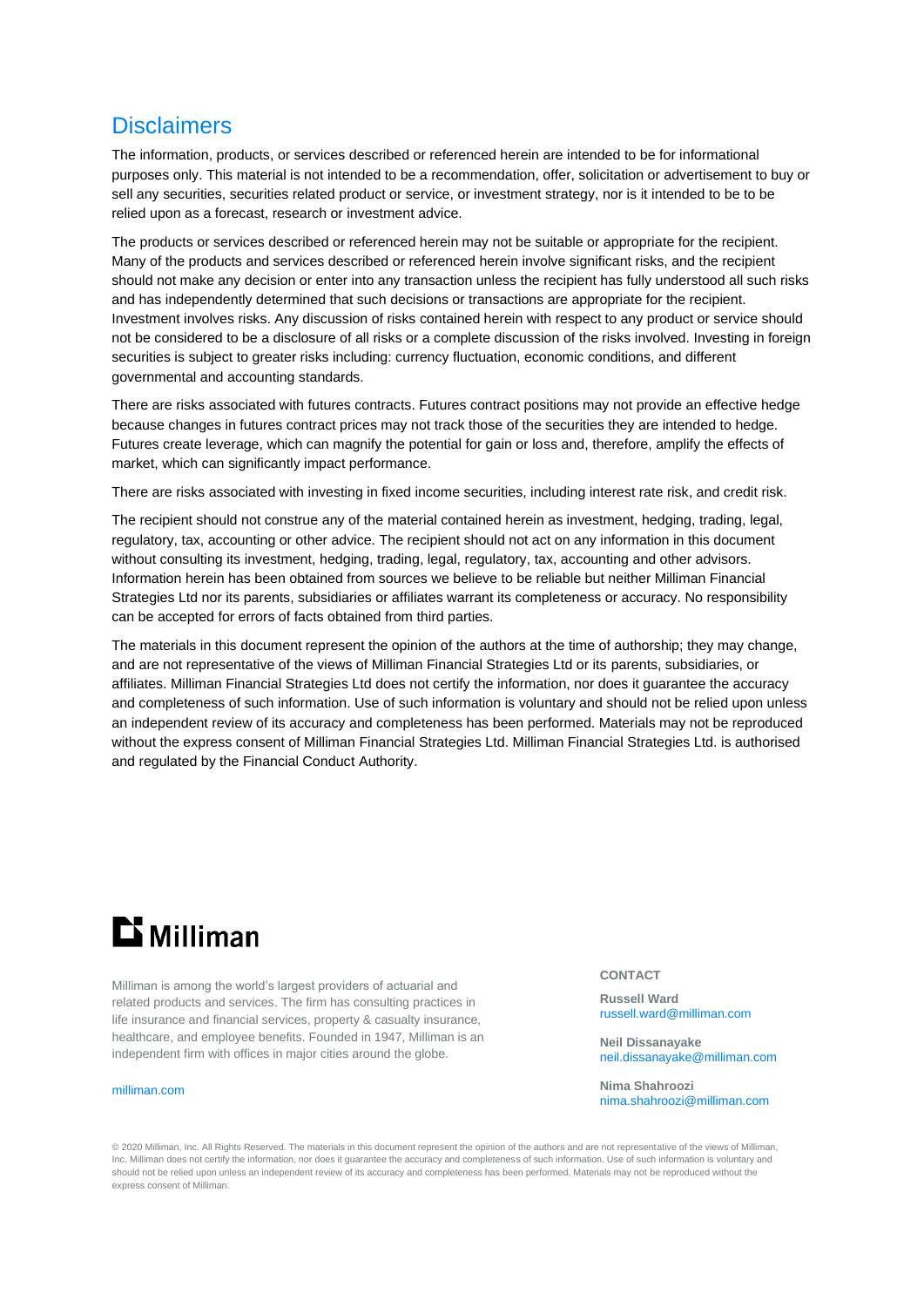## Disclaimers

The information, products, or services described or referenced herein are intended to be for informational purposes only. This material is not intended to be a recommendation, offer, solicitation or advertisement to buy or sell any securities, securities related product or service, or investment strategy, nor is it intended to be to be relied upon as a forecast, research or investment advice.

The products or services described or referenced herein may not be suitable or appropriate for the recipient. Many of the products and services described or referenced herein involve significant risks, and the recipient should not make any decision or enter into any transaction unless the recipient has fully understood all such risks and has independently determined that such decisions or transactions are appropriate for the recipient. Investment involves risks. Any discussion of risks contained herein with respect to any product or service should not be considered to be a disclosure of all risks or a complete discussion of the risks involved. Investing in foreign securities is subject to greater risks including: currency fluctuation, economic conditions, and different governmental and accounting standards.

There are risks associated with futures contracts. Futures contract positions may not provide an effective hedge because changes in futures contract prices may not track those of the securities they are intended to hedge. Futures create leverage, which can magnify the potential for gain or loss and, therefore, amplify the effects of market, which can significantly impact performance.

There are risks associated with investing in fixed income securities, including interest rate risk, and credit risk.

The recipient should not construe any of the material contained herein as investment, hedging, trading, legal, regulatory, tax, accounting or other advice. The recipient should not act on any information in this document without consulting its investment, hedging, trading, legal, regulatory, tax, accounting and other advisors. Information herein has been obtained from sources we believe to be reliable but neither Milliman Financial Strategies Ltd nor its parents, subsidiaries or affiliates warrant its completeness or accuracy. No responsibility can be accepted for errors of facts obtained from third parties.

The materials in this document represent the opinion of the authors at the time of authorship; they may change, and are not representative of the views of Milliman Financial Strategies Ltd or its parents, subsidiaries, or affiliates. Milliman Financial Strategies Ltd does not certify the information, nor does it guarantee the accuracy and completeness of such information. Use of such information is voluntary and should not be relied upon unless an independent review of its accuracy and completeness has been performed. Materials may not be reproduced without the express consent of Milliman Financial Strategies Ltd. Milliman Financial Strategies Ltd. is authorised and regulated by the Financial Conduct Authority.

**Milliman**

Milliman is among the world's largest providers of actuarial and related products and services. The firm has consulting practices in life insurance and financial services, property & casualty insurance, healthcare, and employee benefits. Founded in 1947, Milliman is an independent firm with offices in major cities around the globe.

milliman.com

**CONTACT**

**Russell Ward**
russell.ward@milliman.com

**Neil Dissanayake**
neil.dissanayake@milliman.com

**Nima Shahroozi**
nima.shahroozi@milliman.com

© 2020 Milliman, Inc. All Rights Reserved. The materials in this document represent the opinion of the authors and are not representative of the views of Milliman, Inc. Milliman does not certify the information, nor does it guarantee the accuracy and completeness of such information. Use of such information is voluntary and should not be relied upon unless an independent review of its accuracy and completeness has been performed. Materials may not be reproduced without the express consent of Milliman.